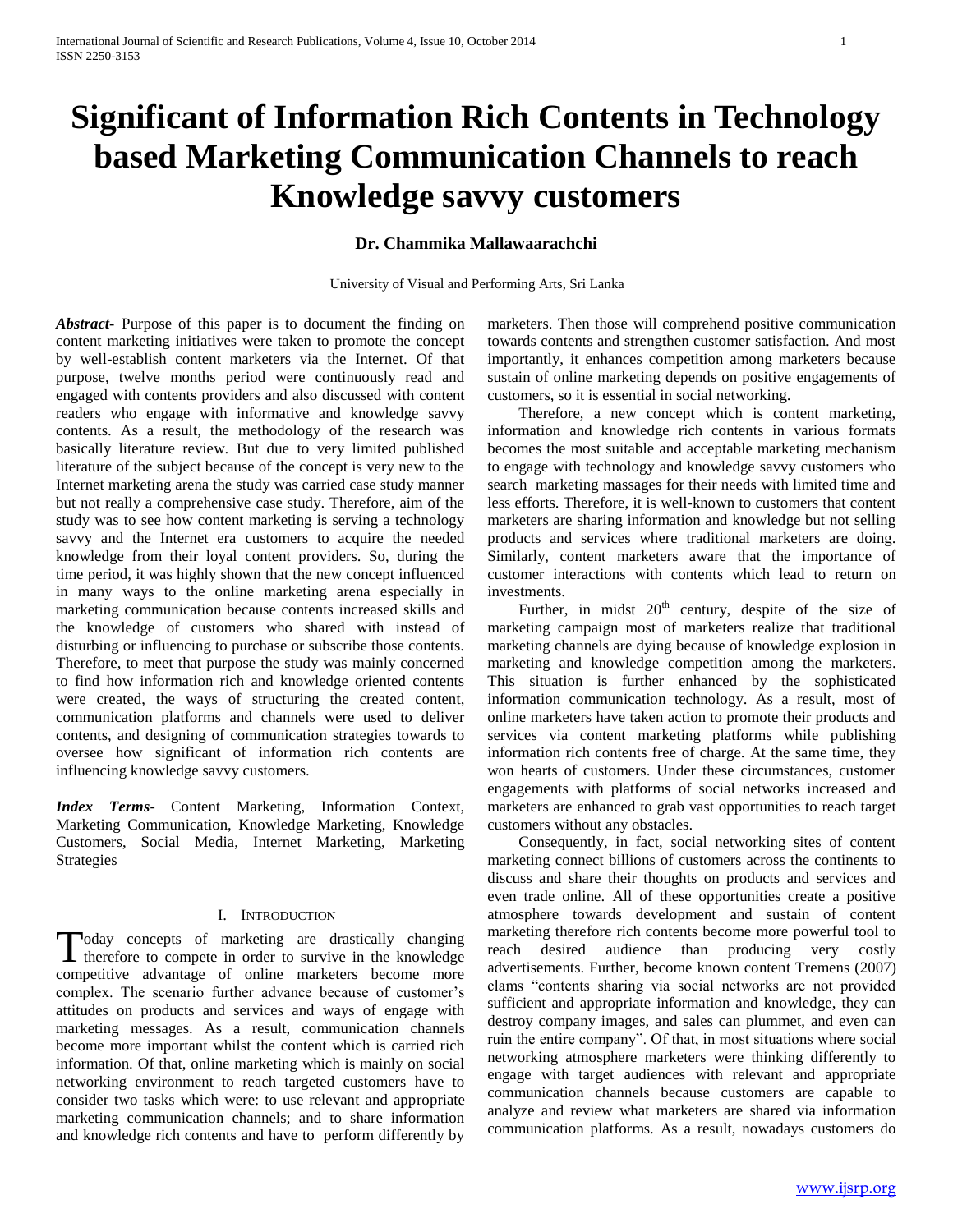# Significant of Information Rich Contents in Technology based Marketing Communication Channels to reach Knowledge savvy customers

**Dr. Chammika Mallawaarachchi**

University of Visual and Performing Arts, Sri Lanka

***Abstract-*** Purpose of this paper is to document the finding on content marketing initiatives were taken to promote the concept by well-establish content marketers via the Internet. Of that purpose, twelve months period were continuously read and engaged with contents providers and also discussed with content readers who engage with informative and knowledge savvy contents. As a result, the methodology of the research was basically literature review. But due to very limited published literature of the subject because of the concept is very new to the Internet marketing arena the study was carried case study manner but not really a comprehensive case study. Therefore, aim of the study was to see how content marketing is serving a technology savvy and the Internet era customers to acquire the needed knowledge from their loyal content providers. So, during the time period, it was highly shown that the new concept influenced in many ways to the online marketing arena especially in marketing communication because contents increased skills and the knowledge of customers who shared with instead of disturbing or influencing to purchase or subscribe those contents. Therefore, to meet that purpose the study was mainly concerned to find how information rich and knowledge oriented contents were created, the ways of structuring the created content, communication platforms and channels were used to deliver contents, and designing of communication strategies towards to oversee how significant of information rich contents are influencing knowledge savvy customers.

***Index Terms-*** Content Marketing, Information Context, Marketing Communication, Knowledge Marketing, Knowledge Customers, Social Media, Internet Marketing, Marketing Strategies

## I. Introduction

Today concepts of marketing are drastically changing therefore to compete in order to survive in the knowledge competitive advantage of online marketers become more complex. The scenario further advance because of customer's attitudes on products and services and ways of engage with marketing messages. As a result, communication channels become more important whilst the content which is carried rich information. Of that, online marketing which is mainly on social networking environment to reach targeted customers have to consider two tasks which were: to use relevant and appropriate marketing communication channels; and to share information and knowledge rich contents and have to perform differently by marketers. Then those will comprehend positive communication towards contents and strengthen customer satisfaction. And most importantly, it enhances competition among marketers because sustain of online marketing depends on positive engagements of customers, so it is essential in social networking.

Therefore, a new concept which is content marketing, information and knowledge rich contents in various formats becomes the most suitable and acceptable marketing mechanism to engage with technology and knowledge savvy customers who search marketing massages for their needs with limited time and less efforts. Therefore, it is well-known to customers that content marketers are sharing information and knowledge but not selling products and services where traditional marketers are doing. Similarly, content marketers aware that the importance of customer interactions with contents which lead to return on investments.

Further, in midst 20th century, despite of the size of marketing campaign most of marketers realize that traditional marketing channels are dying because of knowledge explosion in marketing and knowledge competition among the marketers. This situation is further enhanced by the sophisticated information communication technology. As a result, most of online marketers have taken action to promote their products and services via content marketing platforms while publishing information rich contents free of charge. At the same time, they won hearts of customers. Under these circumstances, customer engagements with platforms of social networks increased and marketers are enhanced to grab vast opportunities to reach target customers without any obstacles.

Consequently, in fact, social networking sites of content marketing connect billions of customers across the continents to discuss and share their thoughts on products and services and even trade online. All of these opportunities create a positive atmosphere towards development and sustain of content marketing therefore rich contents become more powerful tool to reach desired audience than producing very costly advertisements. Further, become known content Tremens (2007) clams "contents sharing via social networks are not provided sufficient and appropriate information and knowledge, they can destroy company images, and sales can plummet, and even can ruin the entire company". Of that, in most situations where social networking atmosphere marketers were thinking differently to engage with target audiences with relevant and appropriate communication channels because customers are capable to analyze and review what marketers are shared via information communication platforms. As a result, nowadays customers do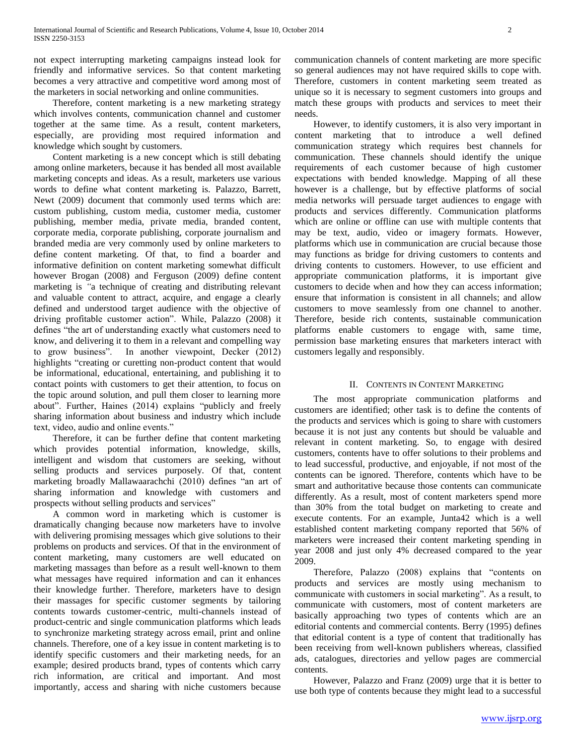not expect interrupting marketing campaigns instead look for friendly and informative services. So that content marketing becomes a very attractive and competitive word among most of the marketers in social networking and online communities.

Therefore, content marketing is a new marketing strategy which involves contents, communication channel and customer together at the same time. As a result, content marketers, especially, are providing most required information and knowledge which sought by customers.

Content marketing is a new concept which is still debating among online marketers, because it has bended all most available marketing concepts and ideas. As a result, marketers use various words to define what content marketing is. Palazzo, Barrett, Newt (2009) document that commonly used terms which are: custom publishing, custom media, customer media, customer publishing, member media, private media, branded content, corporate media, corporate publishing, corporate journalism and branded media are very commonly used by online marketers to define content marketing. Of that, to find a boarder and informative definition on content marketing somewhat difficult however Brogan (2008) and Ferguson (2009) define content marketing is *"*a technique of creating and distributing relevant and valuable content to attract, acquire, and engage a clearly defined and understood target audience with the objective of driving profitable customer action". While, Palazzo (2008) it defines "the art of understanding exactly what customers need to know, and delivering it to them in a relevant and compelling way to grow business". In another viewpoint, Decker (2012) highlights "creating or curetting non-product content that would be informational, educational, entertaining, and publishing it to contact points with customers to get their attention, to focus on the topic around solution, and pull them closer to learning more about". Further, Haines (2014) explains "publicly and freely sharing information about business and industry which include text, video, audio and online events."

Therefore, it can be further define that content marketing which provides potential information, knowledge, skills, intelligent and wisdom that customers are seeking, without selling products and services purposely. Of that, content marketing broadly Mallawaarachchi (2010) defines "an art of sharing information and knowledge with customers and prospects without selling products and services"

A common word in marketing which is customer is dramatically changing because now marketers have to involve with delivering promising messages which give solutions to their problems on products and services. Of that in the environment of content marketing, many customers are well educated on marketing massages than before as a result well-known to them what messages have required information and can it enhances their knowledge further. Therefore, marketers have to design their massages for specific customer segments by tailoring contents towards customer-centric, multi-channels instead of product-centric and single communication platforms which leads to synchronize marketing strategy across email, print and online channels. Therefore, one of a key issue in content marketing is to identify specific customers and their marketing needs, for an example; desired products brand, types of contents which carry rich information, are critical and important. And most importantly, access and sharing with niche customers because communication channels of content marketing are more specific so general audiences may not have required skills to cope with. Therefore, customers in content marketing seem treated as unique so it is necessary to segment customers into groups and match these groups with products and services to meet their needs.

However, to identify customers, it is also very important in content marketing that to introduce a well defined communication strategy which requires best channels for communication. These channels should identify the unique requirements of each customer because of high customer expectations with bended knowledge. Mapping of all these however is a challenge, but by effective platforms of social media networks will persuade target audiences to engage with products and services differently. Communication platforms which are online or offline can use with multiple contents that may be text, audio, video or imagery formats. However, platforms which use in communication are crucial because those may functions as bridge for driving customers to contents and driving contents to customers. However, to use efficient and appropriate communication platforms, it is important give customers to decide when and how they can access information; ensure that information is consistent in all channels; and allow customers to move seamlessly from one channel to another. Therefore, beside rich contents, sustainable communication platforms enable customers to engage with, same time, permission base marketing ensures that marketers interact with customers legally and responsibly.

## II. Contents in Content Marketing

The most appropriate communication platforms and customers are identified; other task is to define the contents of the products and services which is going to share with customers because it is not just any contents but should be valuable and relevant in content marketing. So, to engage with desired customers, contents have to offer solutions to their problems and to lead successful, productive, and enjoyable, if not most of the contents can be ignored. Therefore, contents which have to be smart and authoritative because those contents can communicate differently. As a result, most of content marketers spend more than 30% from the total budget on marketing to create and execute contents. For an example, Junta42 which is a well established content marketing company reported that 56% of marketers were increased their content marketing spending in year 2008 and just only 4% decreased compared to the year 2009.

Therefore, Palazzo (2008) explains that "contents on products and services are mostly using mechanism to communicate with customers in social marketing". As a result, to communicate with customers, most of content marketers are basically approaching two types of contents which are an editorial contents and commercial contents. Berry (1995) defines that editorial content is a type of content that traditionally has been receiving from well-known publishers whereas, classified ads, catalogues, directories and yellow pages are commercial contents.

However, Palazzo and Franz (2009) urge that it is better to use both type of contents because they might lead to a successful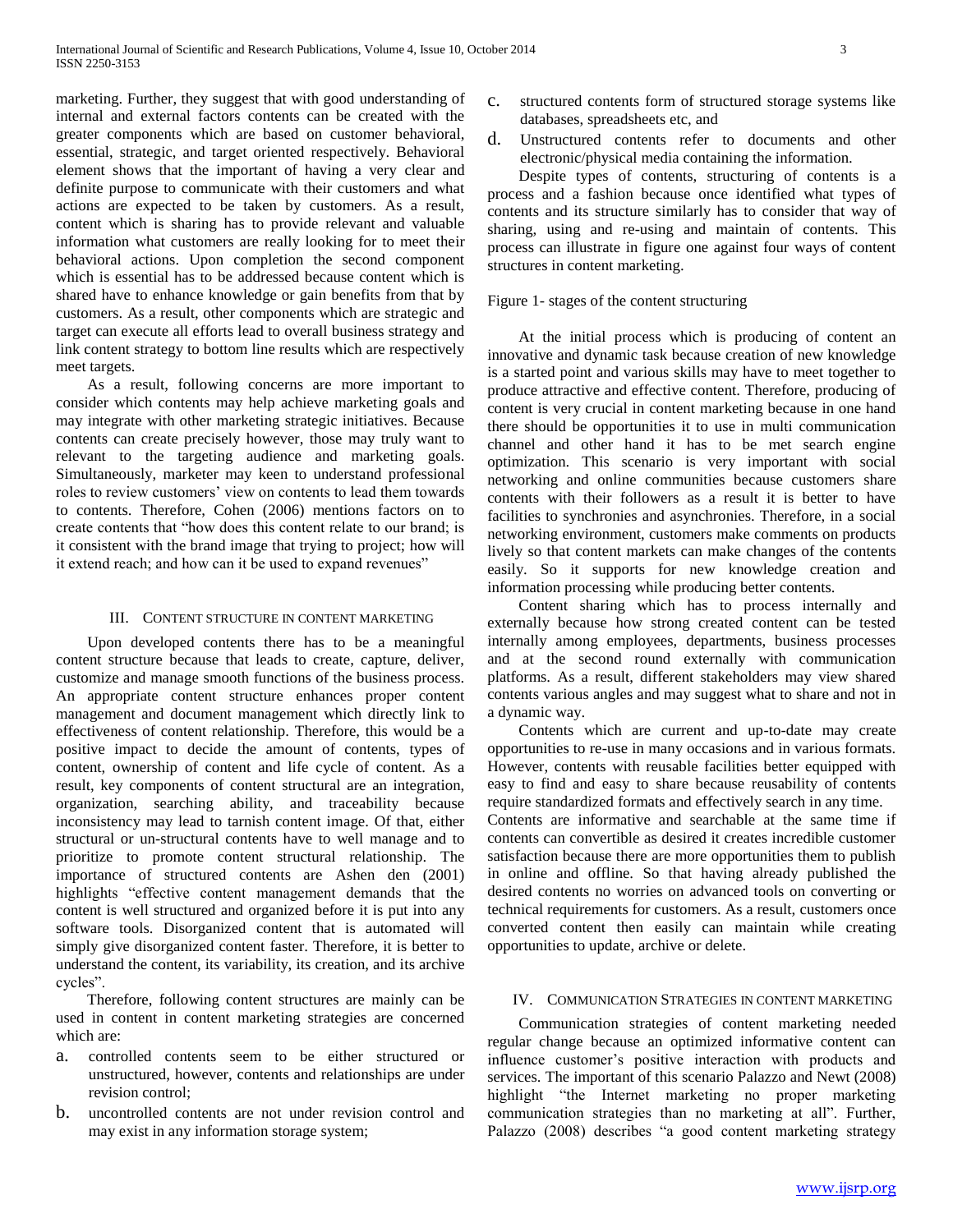marketing. Further, they suggest that with good understanding of internal and external factors contents can be created with the greater components which are based on customer behavioral, essential, strategic, and target oriented respectively. Behavioral element shows that the important of having a very clear and definite purpose to communicate with their customers and what actions are expected to be taken by customers. As a result, content which is sharing has to provide relevant and valuable information what customers are really looking for to meet their behavioral actions. Upon completion the second component which is essential has to be addressed because content which is shared have to enhance knowledge or gain benefits from that by customers. As a result, other components which are strategic and target can execute all efforts lead to overall business strategy and link content strategy to bottom line results which are respectively meet targets.

As a result, following concerns are more important to consider which contents may help achieve marketing goals and may integrate with other marketing strategic initiatives. Because contents can create precisely however, those may truly want to relevant to the targeting audience and marketing goals. Simultaneously, marketer may keen to understand professional roles to review customers' view on contents to lead them towards to contents. Therefore, Cohen (2006) mentions factors on to create contents that "how does this content relate to our brand; is it consistent with the brand image that trying to project; how will it extend reach; and how can it be used to expand revenues"

## III. Content Structure in Content Marketing

Upon developed contents there has to be a meaningful content structure because that leads to create, capture, deliver, customize and manage smooth functions of the business process. An appropriate content structure enhances proper content management and document management which directly link to effectiveness of content relationship. Therefore, this would be a positive impact to decide the amount of contents, types of content, ownership of content and life cycle of content. As a result, key components of content structural are an integration, organization, searching ability, and traceability because inconsistency may lead to tarnish content image. Of that, either structural or un-structural contents have to well manage and to prioritize to promote content structural relationship. The importance of structured contents are Ashen den (2001) highlights "effective content management demands that the content is well structured and organized before it is put into any software tools. Disorganized content that is automated will simply give disorganized content faster. Therefore, it is better to understand the content, its variability, its creation, and its archive cycles".

Therefore, following content structures are mainly can be used in content in content marketing strategies are concerned which are:

a. controlled contents seem to be either structured or unstructured, however, contents and relationships are under revision control;
b. uncontrolled contents are not under revision control and may exist in any information storage system;
c. structured contents form of structured storage systems like databases, spreadsheets etc, and
d. Unstructured contents refer to documents and other electronic/physical media containing the information.

Despite types of contents, structuring of contents is a process and a fashion because once identified what types of contents and its structure similarly has to consider that way of sharing, using and re-using and maintain of contents. This process can illustrate in figure one against four ways of content structures in content marketing.

Figure 1- stages of the content structuring

At the initial process which is producing of content an innovative and dynamic task because creation of new knowledge is a started point and various skills may have to meet together to produce attractive and effective content. Therefore, producing of content is very crucial in content marketing because in one hand there should be opportunities it to use in multi communication channel and other hand it has to be met search engine optimization. This scenario is very important with social networking and online communities because customers share contents with their followers as a result it is better to have facilities to synchronies and asynchronies. Therefore, in a social networking environment, customers make comments on products lively so that content markets can make changes of the contents easily. So it supports for new knowledge creation and information processing while producing better contents.

Content sharing which has to process internally and externally because how strong created content can be tested internally among employees, departments, business processes and at the second round externally with communication platforms. As a result, different stakeholders may view shared contents various angles and may suggest what to share and not in a dynamic way.

Contents which are current and up-to-date may create opportunities to re-use in many occasions and in various formats. However, contents with reusable facilities better equipped with easy to find and easy to share because reusability of contents require standardized formats and effectively search in any time.
Contents are informative and searchable at the same time if contents can convertible as desired it creates incredible customer satisfaction because there are more opportunities them to publish in online and offline. So that having already published the desired contents no worries on advanced tools on converting or technical requirements for customers. As a result, customers once converted content then easily can maintain while creating opportunities to update, archive or delete.

## IV. Communication Strategies in Content Marketing

Communication strategies of content marketing needed regular change because an optimized informative content can influence customer's positive interaction with products and services. The important of this scenario Palazzo and Newt (2008) highlight "the Internet marketing no proper marketing communication strategies than no marketing at all". Further, Palazzo (2008) describes "a good content marketing strategy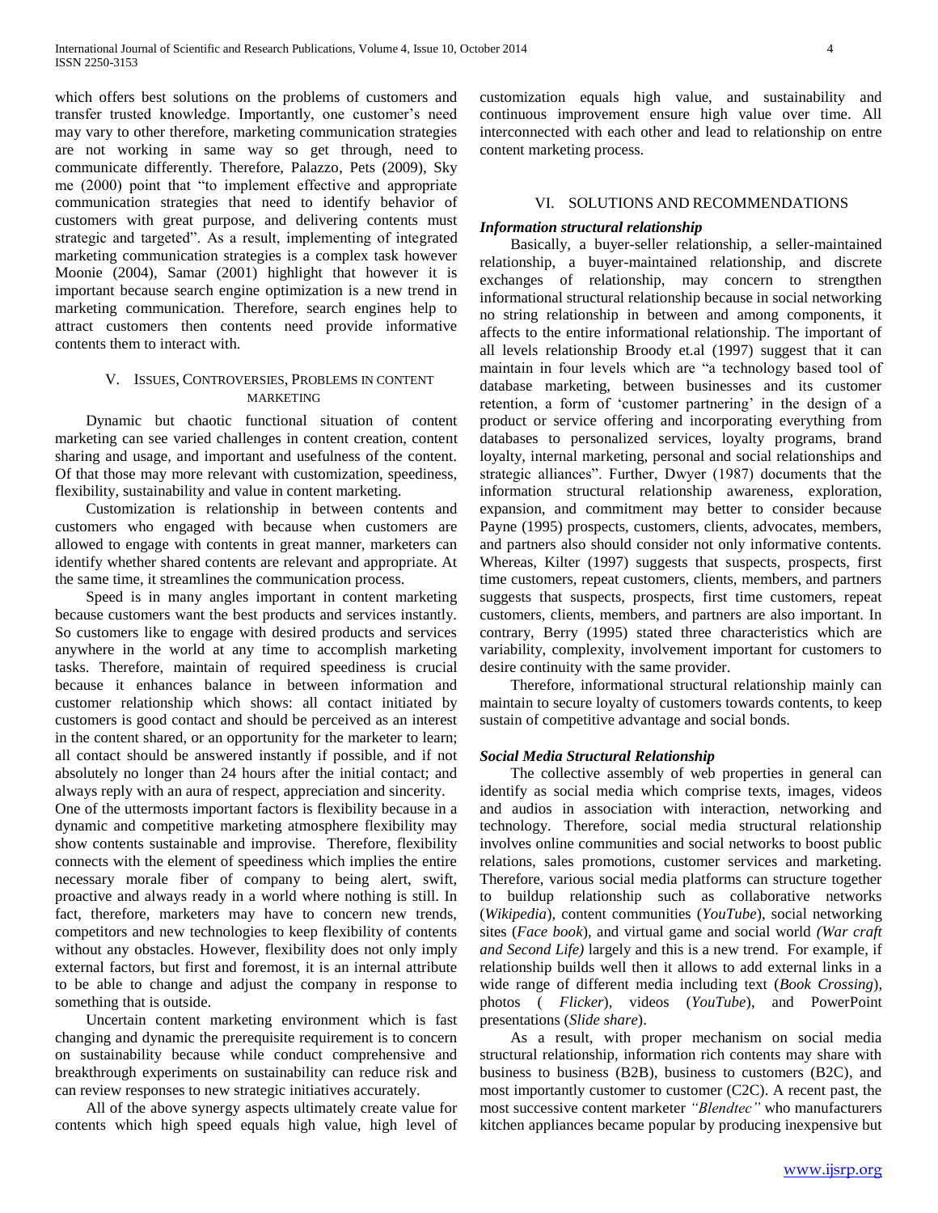which offers best solutions on the problems of customers and transfer trusted knowledge. Importantly, one customer's need may vary to other therefore, marketing communication strategies are not working in same way so get through, need to communicate differently. Therefore, Palazzo, Pets (2009), Sky me (2000) point that "to implement effective and appropriate communication strategies that need to identify behavior of customers with great purpose, and delivering contents must strategic and targeted". As a result, implementing of integrated marketing communication strategies is a complex task however Moonie (2004), Samar (2001) highlight that however it is important because search engine optimization is a new trend in marketing communication. Therefore, search engines help to attract customers then contents need provide informative contents them to interact with.

## V. Issues, Controversies, Problems in Content Marketing

Dynamic but chaotic functional situation of content marketing can see varied challenges in content creation, content sharing and usage, and important and usefulness of the content. Of that those may more relevant with customization, speediness, flexibility, sustainability and value in content marketing.

Customization is relationship in between contents and customers who engaged with because when customers are allowed to engage with contents in great manner, marketers can identify whether shared contents are relevant and appropriate. At the same time, it streamlines the communication process.

Speed is in many angles important in content marketing because customers want the best products and services instantly. So customers like to engage with desired products and services anywhere in the world at any time to accomplish marketing tasks. Therefore, maintain of required speediness is crucial because it enhances balance in between information and customer relationship which shows: all contact initiated by customers is good contact and should be perceived as an interest in the content shared, or an opportunity for the marketer to learn; all contact should be answered instantly if possible, and if not absolutely no longer than 24 hours after the initial contact; and always reply with an aura of respect, appreciation and sincerity.

One of the uttermosts important factors is flexibility because in a dynamic and competitive marketing atmosphere flexibility may show contents sustainable and improvise. Therefore, flexibility connects with the element of speediness which implies the entire necessary morale fiber of company to being alert, swift, proactive and always ready in a world where nothing is still. In fact, therefore, marketers may have to concern new trends, competitors and new technologies to keep flexibility of contents without any obstacles. However, flexibility does not only imply external factors, but first and foremost, it is an internal attribute to be able to change and adjust the company in response to something that is outside.

Uncertain content marketing environment which is fast changing and dynamic the prerequisite requirement is to concern on sustainability because while conduct comprehensive and breakthrough experiments on sustainability can reduce risk and can review responses to new strategic initiatives accurately.

All of the above synergy aspects ultimately create value for contents which high speed equals high value, high level of customization equals high value, and sustainability and continuous improvement ensure high value over time. All interconnected with each other and lead to relationship on entre content marketing process.

## VI. Solutions and Recommendations

### *Information structural relationship*

Basically, a buyer-seller relationship, a seller-maintained relationship, a buyer-maintained relationship, and discrete exchanges of relationship, may concern to strengthen informational structural relationship because in social networking no string relationship in between and among components, it affects to the entire informational relationship. The important of all levels relationship Broody et.al (1997) suggest that it can maintain in four levels which are "a technology based tool of database marketing, between businesses and its customer retention, a form of 'customer partnering' in the design of a product or service offering and incorporating everything from databases to personalized services, loyalty programs, brand loyalty, internal marketing, personal and social relationships and strategic alliances". Further, Dwyer (1987) documents that the information structural relationship awareness, exploration, expansion, and commitment may better to consider because Payne (1995) prospects, customers, clients, advocates, members, and partners also should consider not only informative contents. Whereas, Kilter (1997) suggests that suspects, prospects, first time customers, repeat customers, clients, members, and partners suggests that suspects, prospects, first time customers, repeat customers, clients, members, and partners are also important. In contrary, Berry (1995) stated three characteristics which are variability, complexity, involvement important for customers to desire continuity with the same provider.

Therefore, informational structural relationship mainly can maintain to secure loyalty of customers towards contents, to keep sustain of competitive advantage and social bonds.

### *Social Media Structural Relationship*

The collective assembly of web properties in general can identify as social media which comprise texts, images, videos and audios in association with interaction, networking and technology. Therefore, social media structural relationship involves online communities and social networks to boost public relations, sales promotions, customer services and marketing. Therefore, various social media platforms can structure together to buildup relationship such as collaborative networks (*Wikipedia*), content communities (*YouTube*), social networking sites (*Face book*), and virtual game and social world *(War craft and Second Life)* largely and this is a new trend. For example, if relationship builds well then it allows to add external links in a wide range of different media including text (*Book Crossing*), photos ( *Flicker*), videos (*YouTube*), and PowerPoint presentations (*Slide share*).

As a result, with proper mechanism on social media structural relationship, information rich contents may share with business to business (B2B), business to customers (B2C), and most importantly customer to customer (C2C). A recent past, the most successive content marketer *"Blendtec"* who manufacturers kitchen appliances became popular by producing inexpensive but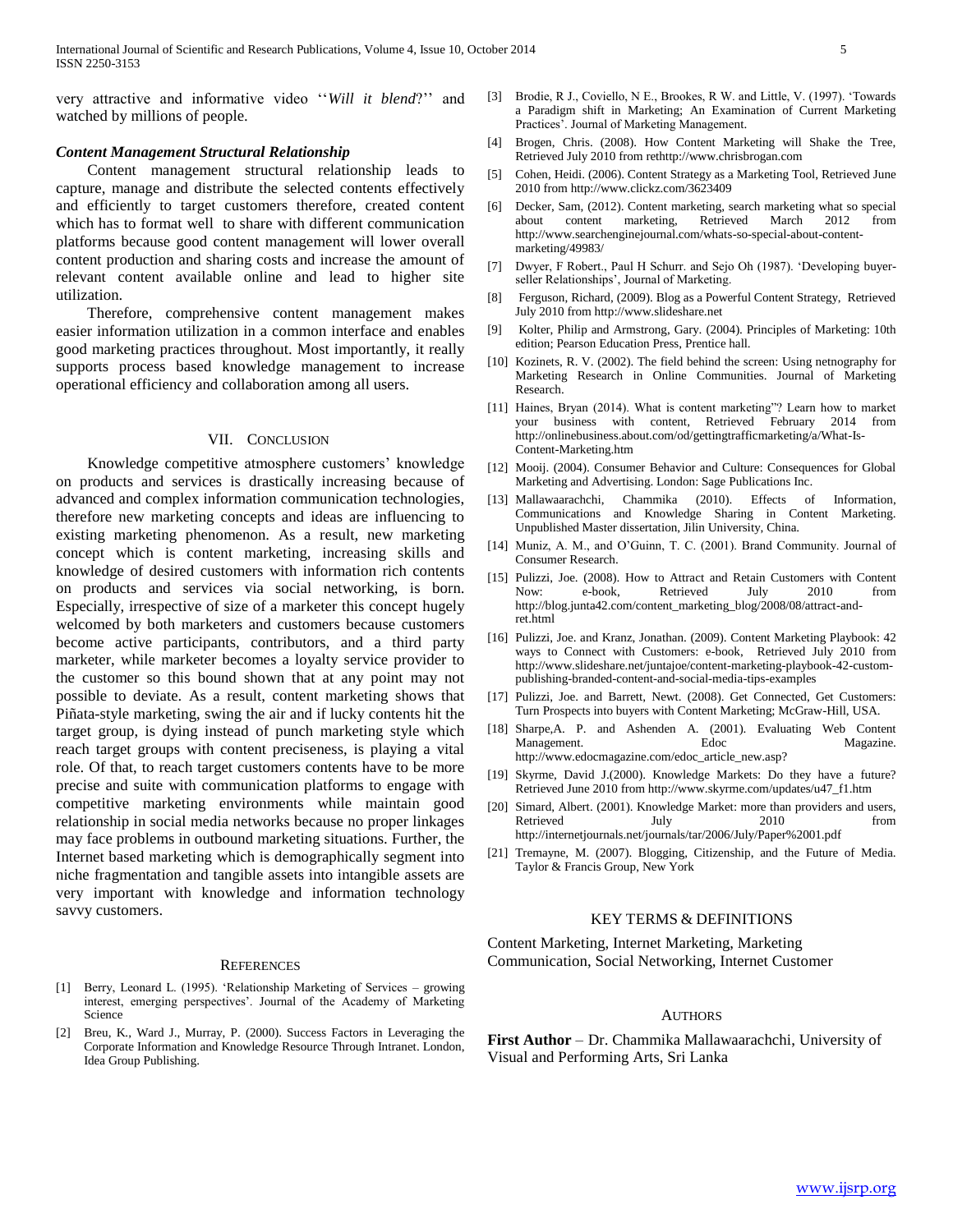very attractive and informative video ''*Will it blend*?'' and watched by millions of people.

***Content Management Structural Relationship***

Content management structural relationship leads to capture, manage and distribute the selected contents effectively and efficiently to target customers therefore, created content which has to format well to share with different communication platforms because good content management will lower overall content production and sharing costs and increase the amount of relevant content available online and lead to higher site utilization.

Therefore, comprehensive content management makes easier information utilization in a common interface and enables good marketing practices throughout. Most importantly, it really supports process based knowledge management to increase operational efficiency and collaboration among all users.

## VII. Conclusion

Knowledge competitive atmosphere customers' knowledge on products and services is drastically increasing because of advanced and complex information communication technologies, therefore new marketing concepts and ideas are influencing to existing marketing phenomenon. As a result, new marketing concept which is content marketing, increasing skills and knowledge of desired customers with information rich contents on products and services via social networking, is born. Especially, irrespective of size of a marketer this concept hugely welcomed by both marketers and customers because customers become active participants, contributors, and a third party marketer, while marketer becomes a loyalty service provider to the customer so this bound shown that at any point may not possible to deviate. As a result, content marketing shows that Piñata-style marketing, swing the air and if lucky contents hit the target group, is dying instead of punch marketing style which reach target groups with content preciseness, is playing a vital role. Of that, to reach target customers contents have to be more precise and suite with communication platforms to engage with competitive marketing environments while maintain good relationship in social media networks because no proper linkages may face problems in outbound marketing situations. Further, the Internet based marketing which is demographically segment into niche fragmentation and tangible assets into intangible assets are very important with knowledge and information technology savvy customers.

## References

[1] Berry, Leonard L. (1995). 'Relationship Marketing of Services – growing interest, emerging perspectives'. Journal of the Academy of Marketing Science

[2] Breu, K., Ward J., Murray, P. (2000). Success Factors in Leveraging the Corporate Information and Knowledge Resource Through Intranet. London, Idea Group Publishing.

[3] Brodie, R J., Coviello, N E., Brookes, R W. and Little, V. (1997). 'Towards a Paradigm shift in Marketing; An Examination of Current Marketing Practices'. Journal of Marketing Management.

[4] Brogen, Chris. (2008). How Content Marketing will Shake the Tree, Retrieved July 2010 from rethttp://www.chrisbrogan.com

[5] Cohen, Heidi. (2006). Content Strategy as a Marketing Tool, Retrieved June 2010 from http://www.clickz.com/3623409

[6] Decker, Sam, (2012). Content marketing, search marketing what so special about content marketing, Retrieved March 2012 from http://www.searchenginejournal.com/whats-so-special-about-content-marketing/49983/

[7] Dwyer, F Robert., Paul H Schurr. and Sejo Oh (1987). 'Developing buyer-seller Relationships', Journal of Marketing.

[8] Ferguson, Richard, (2009). Blog as a Powerful Content Strategy, Retrieved July 2010 from http://www.slideshare.net

[9] Kolter, Philip and Armstrong, Gary. (2004). Principles of Marketing: 10th edition; Pearson Education Press, Prentice hall.

[10] Kozinets, R. V. (2002). The field behind the screen: Using netnography for Marketing Research in Online Communities. Journal of Marketing Research.

[11] Haines, Bryan (2014). What is content marketing"? Learn how to market your business with content, Retrieved February 2014 from http://onlinebusiness.about.com/od/gettingtrafficmarketing/a/What-Is-Content-Marketing.htm

[12] Mooij. (2004). Consumer Behavior and Culture: Consequences for Global Marketing and Advertising. London: Sage Publications Inc.

[13] Mallawaarachchi, Chammika (2010). Effects of Information, Communications and Knowledge Sharing in Content Marketing. Unpublished Master dissertation, Jilin University, China.

[14] Muniz, A. M., and O'Guinn, T. C. (2001). Brand Community. Journal of Consumer Research.

[15] Pulizzi, Joe. (2008). How to Attract and Retain Customers with Content Now: e-book, Retrieved July 2010 from http://blog.junta42.com/content_marketing_blog/2008/08/attract-and-ret.html

[16] Pulizzi, Joe. and Kranz, Jonathan. (2009). Content Marketing Playbook: 42 ways to Connect with Customers: e-book, Retrieved July 2010 from http://www.slideshare.net/juntajoe/content-marketing-playbook-42-custom-publishing-branded-content-and-social-media-tips-examples

[17] Pulizzi, Joe. and Barrett, Newt. (2008). Get Connected, Get Customers: Turn Prospects into buyers with Content Marketing; McGraw-Hill, USA.

[18] Sharpe,A. P. and Ashenden A. (2001). Evaluating Web Content Management. Edoc Magazine. http://www.edocmagazine.com/edoc_article_new.asp?

[19] Skyrme, David J.(2000). Knowledge Markets: Do they have a future? Retrieved June 2010 from http://www.skyrme.com/updates/u47_f1.htm

[20] Simard, Albert. (2001). Knowledge Market: more than providers and users, Retrieved July 2010 from http://internetjournals.net/journals/tar/2006/July/Paper%2001.pdf

[21] Tremayne, M. (2007). Blogging, Citizenship, and the Future of Media. Taylor & Francis Group, New York

## Key Terms & Definitions

Content Marketing, Internet Marketing, Marketing Communication, Social Networking, Internet Customer

## Authors

**First Author** – Dr. Chammika Mallawaarachchi, University of Visual and Performing Arts, Sri Lanka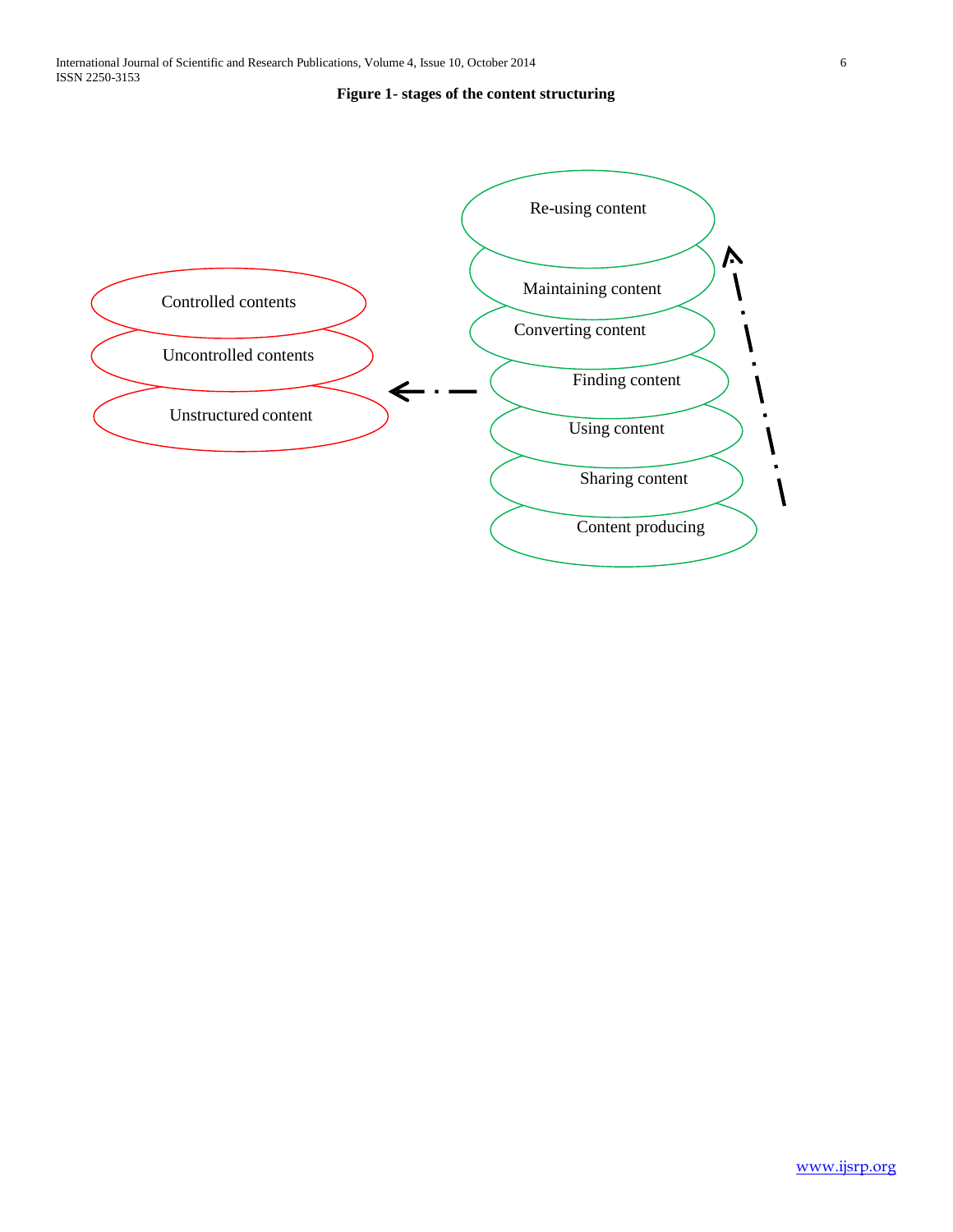**Figure 1- stages of the content structuring**

Re-using content

Maintaining content

Converting content

Finding content

Using content

Sharing content

Content producing

Controlled contents

Uncontrolled contents

Unstructured content